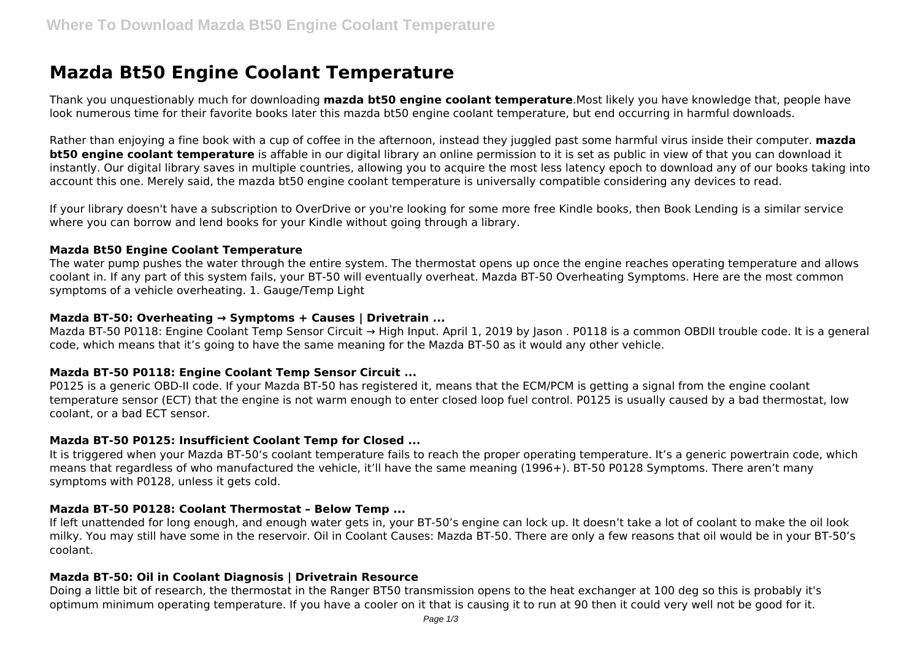# Mazda Bt50 Engine Coolant Temperature

Thank you unquestionably much for downloading **mazda bt50 engine coolant temperature**.Most likely you have knowledge that, people have look numerous time for their favorite books later this mazda bt50 engine coolant temperature, but end occurring in harmful downloads.

Rather than enjoying a fine book with a cup of coffee in the afternoon, instead they juggled past some harmful virus inside their computer. **mazda bt50 engine coolant temperature** is affable in our digital library an online permission to it is set as public in view of that you can download it instantly. Our digital library saves in multiple countries, allowing you to acquire the most less latency epoch to download any of our books taking into account this one. Merely said, the mazda bt50 engine coolant temperature is universally compatible considering any devices to read.

If your library doesn't have a subscription to OverDrive or you're looking for some more free Kindle books, then Book Lending is a similar service where you can borrow and lend books for your Kindle without going through a library.

### Mazda Bt50 Engine Coolant Temperature

The water pump pushes the water through the entire system. The thermostat opens up once the engine reaches operating temperature and allows coolant in. If any part of this system fails, your BT-50 will eventually overheat. Mazda BT-50 Overheating Symptoms. Here are the most common symptoms of a vehicle overheating. 1. Gauge/Temp Light

### Mazda BT-50: Overheating → Symptoms + Causes | Drivetrain ...

Mazda BT-50 P0118: Engine Coolant Temp Sensor Circuit → High Input. April 1, 2019 by Jason . P0118 is a common OBDII trouble code. It is a general code, which means that it's going to have the same meaning for the Mazda BT-50 as it would any other vehicle.

### Mazda BT-50 P0118: Engine Coolant Temp Sensor Circuit ...

P0125 is a generic OBD-II code. If your Mazda BT-50 has registered it, means that the ECM/PCM is getting a signal from the engine coolant temperature sensor (ECT) that the engine is not warm enough to enter closed loop fuel control. P0125 is usually caused by a bad thermostat, low coolant, or a bad ECT sensor.

### Mazda BT-50 P0125: Insufficient Coolant Temp for Closed ...

It is triggered when your Mazda BT-50's coolant temperature fails to reach the proper operating temperature. It's a generic powertrain code, which means that regardless of who manufactured the vehicle, it'll have the same meaning (1996+). BT-50 P0128 Symptoms. There aren't many symptoms with P0128, unless it gets cold.

### Mazda BT-50 P0128: Coolant Thermostat – Below Temp ...

If left unattended for long enough, and enough water gets in, your BT-50's engine can lock up. It doesn't take a lot of coolant to make the oil look milky. You may still have some in the reservoir. Oil in Coolant Causes: Mazda BT-50. There are only a few reasons that oil would be in your BT-50's coolant.

### Mazda BT-50: Oil in Coolant Diagnosis | Drivetrain Resource

Doing a little bit of research, the thermostat in the Ranger BT50 transmission opens to the heat exchanger at 100 deg so this is probably it's optimum minimum operating temperature. If you have a cooler on it that is causing it to run at 90 then it could very well not be good for it.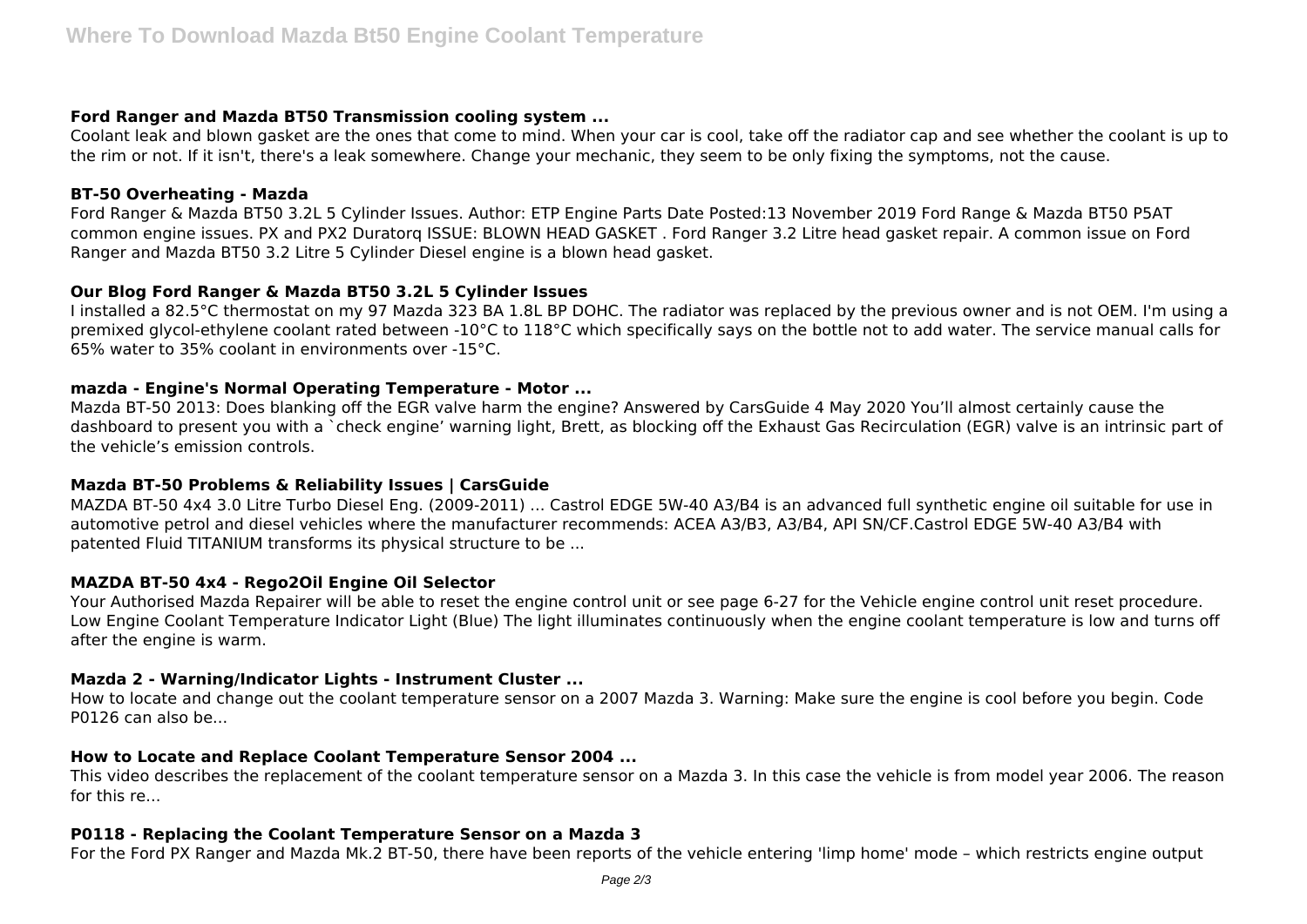### Ford Ranger and Mazda BT50 Transmission cooling system ...

Coolant leak and blown gasket are the ones that come to mind. When your car is cool, take off the radiator cap and see whether the coolant is up to the rim or not. If it isn't, there's a leak somewhere. Change your mechanic, they seem to be only fixing the symptoms, not the cause.

### BT-50 Overheating - Mazda

Ford Ranger & Mazda BT50 3.2L 5 Cylinder Issues. Author: ETP Engine Parts Date Posted:13 November 2019 Ford Range & Mazda BT50 P5AT common engine issues. PX and PX2 Duratorq ISSUE: BLOWN HEAD GASKET . Ford Ranger 3.2 Litre head gasket repair. A common issue on Ford Ranger and Mazda BT50 3.2 Litre 5 Cylinder Diesel engine is a blown head gasket.

### Our Blog Ford Ranger & Mazda BT50 3.2L 5 Cylinder Issues

I installed a 82.5°C thermostat on my 97 Mazda 323 BA 1.8L BP DOHC. The radiator was replaced by the previous owner and is not OEM. I'm using a premixed glycol-ethylene coolant rated between -10°C to 118°C which specifically says on the bottle not to add water. The service manual calls for 65% water to 35% coolant in environments over -15°C.

### mazda - Engine's Normal Operating Temperature - Motor ...

Mazda BT-50 2013: Does blanking off the EGR valve harm the engine? Answered by CarsGuide 4 May 2020 You'll almost certainly cause the dashboard to present you with a `check engine' warning light, Brett, as blocking off the Exhaust Gas Recirculation (EGR) valve is an intrinsic part of the vehicle's emission controls.

### Mazda BT-50 Problems & Reliability Issues | CarsGuide

MAZDA BT-50 4x4 3.0 Litre Turbo Diesel Eng. (2009-2011) ... Castrol EDGE 5W-40 A3/B4 is an advanced full synthetic engine oil suitable for use in automotive petrol and diesel vehicles where the manufacturer recommends: ACEA A3/B3, A3/B4, API SN/CF.Castrol EDGE 5W-40 A3/B4 with patented Fluid TITANIUM transforms its physical structure to be ...

### MAZDA BT-50 4x4 - Rego2Oil Engine Oil Selector

Your Authorised Mazda Repairer will be able to reset the engine control unit or see page 6-27 for the Vehicle engine control unit reset procedure. Low Engine Coolant Temperature Indicator Light (Blue) The light illuminates continuously when the engine coolant temperature is low and turns off after the engine is warm.

### Mazda 2 - Warning/Indicator Lights - Instrument Cluster ...

How to locate and change out the coolant temperature sensor on a 2007 Mazda 3. Warning: Make sure the engine is cool before you begin. Code P0126 can also be...

### How to Locate and Replace Coolant Temperature Sensor 2004 ...

This video describes the replacement of the coolant temperature sensor on a Mazda 3. In this case the vehicle is from model year 2006. The reason for this re...

### P0118 - Replacing the Coolant Temperature Sensor on a Mazda 3

For the Ford PX Ranger and Mazda Mk.2 BT-50, there have been reports of the vehicle entering 'limp home' mode – which restricts engine output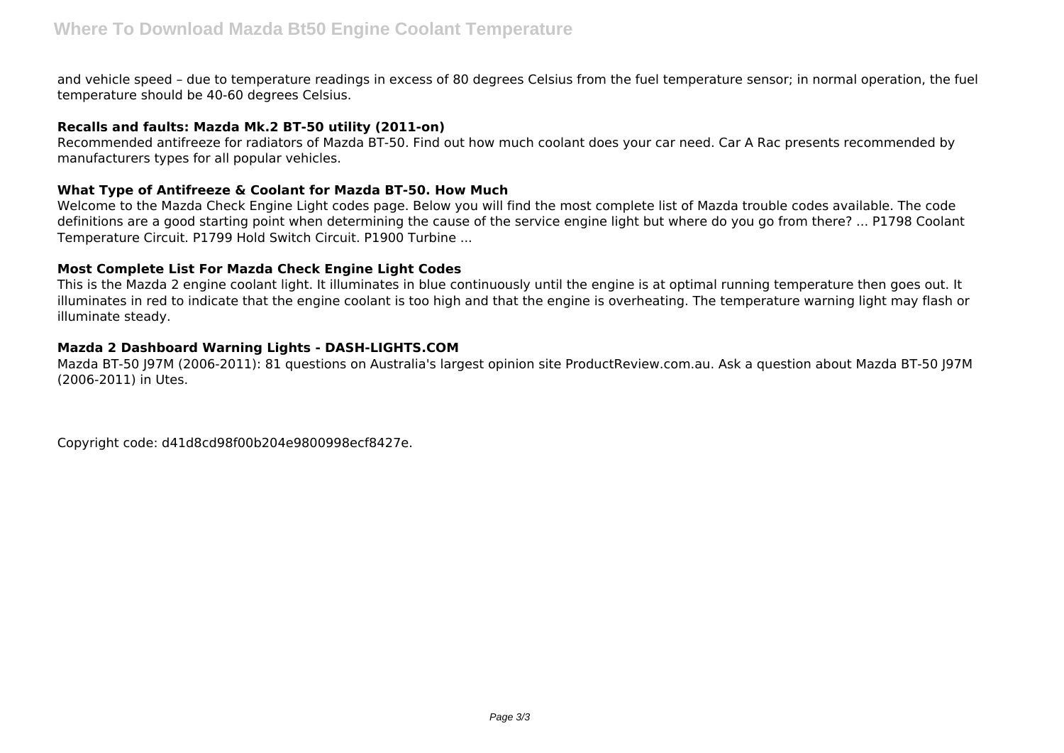and vehicle speed – due to temperature readings in excess of 80 degrees Celsius from the fuel temperature sensor; in normal operation, the fuel temperature should be 40-60 degrees Celsius.

**Recalls and faults: Mazda Mk.2 BT-50 utility (2011-on)**

Recommended antifreeze for radiators of Mazda BT-50. Find out how much coolant does your car need. Car A Rac presents recommended by manufacturers types for all popular vehicles.

**What Type of Antifreeze & Coolant for Mazda BT-50. How Much**

Welcome to the Mazda Check Engine Light codes page. Below you will find the most complete list of Mazda trouble codes available. The code definitions are a good starting point when determining the cause of the service engine light but where do you go from there? ... P1798 Coolant Temperature Circuit. P1799 Hold Switch Circuit. P1900 Turbine ...

**Most Complete List For Mazda Check Engine Light Codes**

This is the Mazda 2 engine coolant light. It illuminates in blue continuously until the engine is at optimal running temperature then goes out. It illuminates in red to indicate that the engine coolant is too high and that the engine is overheating. The temperature warning light may flash or illuminate steady.

**Mazda 2 Dashboard Warning Lights - DASH-LIGHTS.COM**

Mazda BT-50 J97M (2006-2011): 81 questions on Australia's largest opinion site ProductReview.com.au. Ask a question about Mazda BT-50 J97M (2006-2011) in Utes.

Copyright code: d41d8cd98f00b204e9800998ecf8427e.